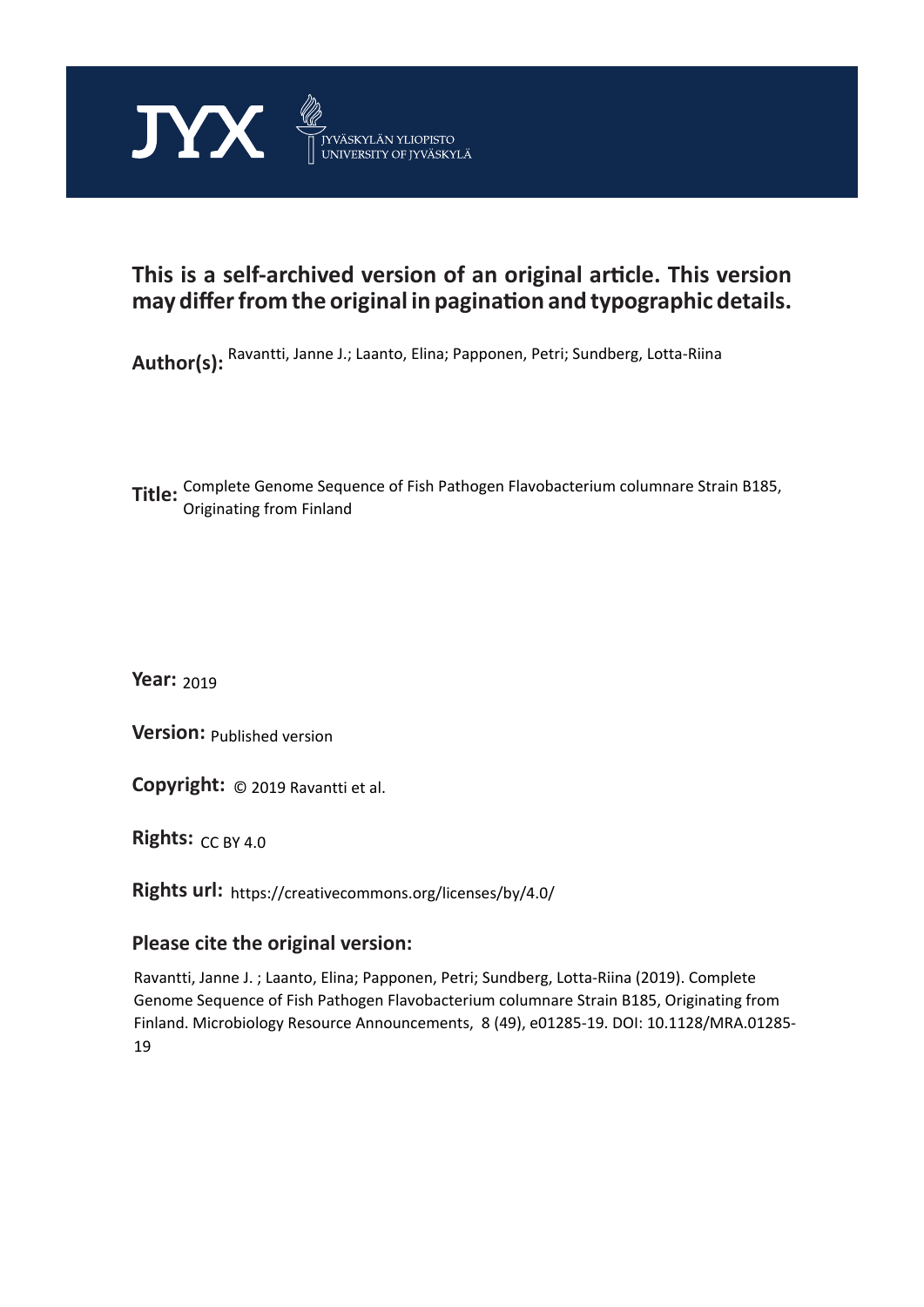JYX JYVÄSKYLÄN YLIOPISTO UNIVERSITY OF JYVÄSKYLÄ

# This is a self-archived version of an original article. This version may differ from the original in pagination and typographic details.

**Author(s):** Ravantti, Janne J.; Laanto, Elina; Papponen, Petri; Sundberg, Lotta-Riina

**Title:** Complete Genome Sequence of Fish Pathogen Flavobacterium columnare Strain B185, Originating from Finland

**Year:** 2019

**Version:** Published version

**Copyright:** © 2019 Ravantti et al.

**Rights:** CC BY 4.0

**Rights url:** https://creativecommons.org/licenses/by/4.0/

## Please cite the original version:

Ravantti, Janne J. ; Laanto, Elina; Papponen, Petri; Sundberg, Lotta-Riina (2019). Complete Genome Sequence of Fish Pathogen Flavobacterium columnare Strain B185, Originating from Finland. Microbiology Resource Announcements, 8 (49), e01285-19. DOI: 10.1128/MRA.01285-19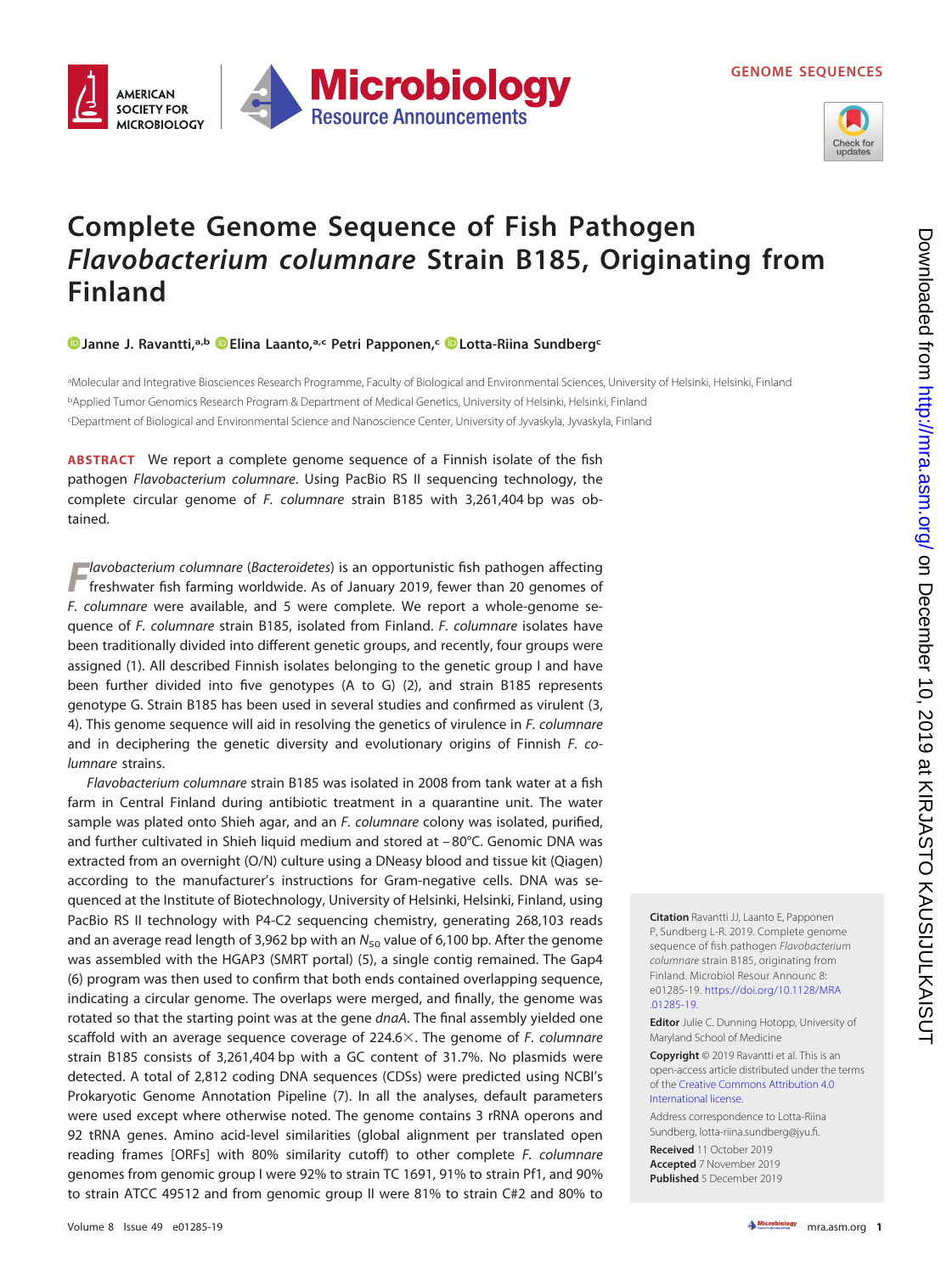GENOME SEQUENCES

# Complete Genome Sequence of Fish Pathogen *Flavobacterium columnare* Strain B185, Originating from Finland

Janne J. Ravantti,[a,b] Elina Laanto,[a,c] Petri Papponen,[c] Lotta-Riina Sundberg[c]

[a]Molecular and Integrative Biosciences Research Programme, Faculty of Biological and Environmental Sciences, University of Helsinki, Helsinki, Finland
[b]Applied Tumor Genomics Research Program & Department of Medical Genetics, University of Helsinki, Helsinki, Finland
[c]Department of Biological and Environmental Science and Nanoscience Center, University of Jyvaskyla, Jyvaskyla, Finland

**ABSTRACT** We report a complete genome sequence of a Finnish isolate of the fish pathogen *Flavobacterium columnare*. Using PacBio RS II sequencing technology, the complete circular genome of *F. columnare* strain B185 with 3,261,404 bp was obtained.

*Flavobacterium columnare* (*Bacteroidetes*) is an opportunistic fish pathogen affecting freshwater fish farming worldwide. As of January 2019, fewer than 20 genomes of *F. columnare* were available, and 5 were complete. We report a whole-genome sequence of *F. columnare* strain B185, isolated from Finland. *F. columnare* isolates have been traditionally divided into different genetic groups, and recently, four groups were assigned (1). All described Finnish isolates belonging to the genetic group I and have been further divided into five genotypes (A to G) (2), and strain B185 represents genotype G. Strain B185 has been used in several studies and confirmed as virulent (3, 4). This genome sequence will aid in resolving the genetics of virulence in *F. columnare* and in deciphering the genetic diversity and evolutionary origins of Finnish *F. columnare* strains.

*Flavobacterium columnare* strain B185 was isolated in 2008 from tank water at a fish farm in Central Finland during antibiotic treatment in a quarantine unit. The water sample was plated onto Shieh agar, and an *F. columnare* colony was isolated, purified, and further cultivated in Shieh liquid medium and stored at −80°C. Genomic DNA was extracted from an overnight (O/N) culture using a DNeasy blood and tissue kit (Qiagen) according to the manufacturer's instructions for Gram-negative cells. DNA was sequenced at the Institute of Biotechnology, University of Helsinki, Helsinki, Finland, using PacBio RS II technology with P4-C2 sequencing chemistry, generating 268,103 reads and an average read length of 3,962 bp with an $N_{50}$ value of 6,100 bp. After the genome was assembled with the HGAP3 (SMRT portal) (5), a single contig remained. The Gap4 (6) program was then used to confirm that both ends contained overlapping sequence, indicating a circular genome. The overlaps were merged, and finally, the genome was rotated so that the starting point was at the gene *dnaA*. The final assembly yielded one scaffold with an average sequence coverage of 224.6×. The genome of *F. columnare* strain B185 consists of 3,261,404 bp with a GC content of 31.7%. No plasmids were detected. A total of 2,812 coding DNA sequences (CDSs) were predicted using NCBI's Prokaryotic Genome Annotation Pipeline (7). In all the analyses, default parameters were used except where otherwise noted. The genome contains 3 rRNA operons and 92 tRNA genes. Amino acid-level similarities (global alignment per translated open reading frames [ORFs] with 80% similarity cutoff) to other complete *F. columnare* genomes from genomic group I were 92% to strain TC 1691, 91% to strain Pf1, and 90% to strain ATCC 49512 and from genomic group II were 81% to strain C#2 and 80% to

**Citation** Ravantti JJ, Laanto E, Papponen P, Sundberg L-R. 2019. Complete genome sequence of fish pathogen *Flavobacterium columnare* strain B185, originating from Finland. Microbiol Resour Announc 8: e01285-19. https://doi.org/10.1128/MRA.01285-19.

**Editor** Julie C. Dunning Hotopp, University of Maryland School of Medicine

**Copyright** © 2019 Ravantti et al. This is an open-access article distributed under the terms of the Creative Commons Attribution 4.0 International license.

Address correspondence to Lotta-Riina Sundberg, lotta-riina.sundberg@jyu.fi.

**Received** 11 October 2019
**Accepted** 7 November 2019
**Published** 5 December 2019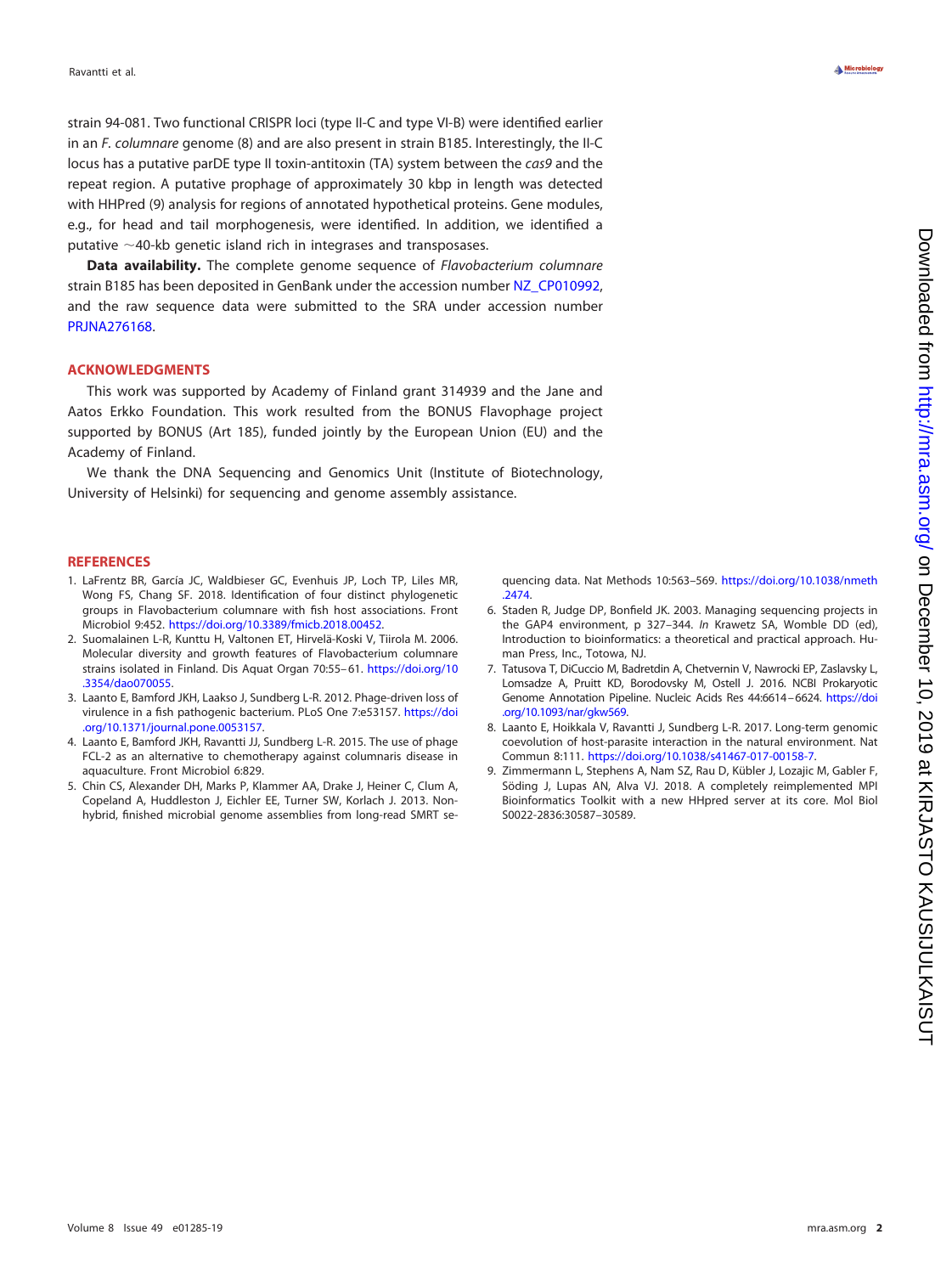strain 94-081. Two functional CRISPR loci (type II-C and type VI-B) were identified earlier in an *F. columnare* genome (8) and are also present in strain B185. Interestingly, the II-C locus has a putative parDE type II toxin-antitoxin (TA) system between the *cas9* and the repeat region. A putative prophage of approximately 30 kbp in length was detected with HHPred (9) analysis for regions of annotated hypothetical proteins. Gene modules, e.g., for head and tail morphogenesis, were identified. In addition, we identified a putative ~40-kb genetic island rich in integrases and transposases.

**Data availability.** The complete genome sequence of *Flavobacterium columnare* strain B185 has been deposited in GenBank under the accession number NZ_CP010992, and the raw sequence data were submitted to the SRA under accession number PRJNA276168.

## ACKNOWLEDGMENTS

This work was supported by Academy of Finland grant 314939 and the Jane and Aatos Erkko Foundation. This work resulted from the BONUS Flavophage project supported by BONUS (Art 185), funded jointly by the European Union (EU) and the Academy of Finland.

We thank the DNA Sequencing and Genomics Unit (Institute of Biotechnology, University of Helsinki) for sequencing and genome assembly assistance.

## REFERENCES

1. LaFrentz BR, García JC, Waldbieser GC, Evenhuis JP, Loch TP, Liles MR, Wong FS, Chang SF. 2018. Identification of four distinct phylogenetic groups in Flavobacterium columnare with fish host associations. Front Microbiol 9:452. https://doi.org/10.3389/fmicb.2018.00452.
2. Suomalainen L-R, Kunttu H, Valtonen ET, Hirvelä-Koski V, Tiirola M. 2006. Molecular diversity and growth features of Flavobacterium columnare strains isolated in Finland. Dis Aquat Organ 70:55–61. https://doi.org/10.3354/dao070055.
3. Laanto E, Bamford JKH, Laakso J, Sundberg L-R. 2012. Phage-driven loss of virulence in a fish pathogenic bacterium. PLoS One 7:e53157. https://doi.org/10.1371/journal.pone.0053157.
4. Laanto E, Bamford JKH, Ravantti JJ, Sundberg L-R. 2015. The use of phage FCL-2 as an alternative to chemotherapy against columnaris disease in aquaculture. Front Microbiol 6:829.
5. Chin CS, Alexander DH, Marks P, Klammer AA, Drake J, Heiner C, Clum A, Copeland A, Huddleston J, Eichler EE, Turner SW, Korlach J. 2013. Nonhybrid, finished microbial genome assemblies from long-read SMRT sequencing data. Nat Methods 10:563–569. https://doi.org/10.1038/nmeth.2474.
6. Staden R, Judge DP, Bonfield JK. 2003. Managing sequencing projects in the GAP4 environment, p 327–344. *In* Krawetz SA, Womble DD (ed), Introduction to bioinformatics: a theoretical and practical approach. Human Press, Inc., Totowa, NJ.
7. Tatusova T, DiCuccio M, Badretdin A, Chetvernin V, Nawrocki EP, Zaslavsky L, Lomsadze A, Pruitt KD, Borodovsky M, Ostell J. 2016. NCBI Prokaryotic Genome Annotation Pipeline. Nucleic Acids Res 44:6614–6624. https://doi.org/10.1093/nar/gkw569.
8. Laanto E, Hoikkala V, Ravantti J, Sundberg L-R. 2017. Long-term genomic coevolution of host-parasite interaction in the natural environment. Nat Commun 8:111. https://doi.org/10.1038/s41467-017-00158-7.
9. Zimmermann L, Stephens A, Nam SZ, Rau D, Kübler J, Lozajic M, Gabler F, Söding J, Lupas AN, Alva VJ. 2018. A completely reimplemented MPI Bioinformatics Toolkit with a new HHpred server at its core. Mol Biol S0022-2836:30587–30589.